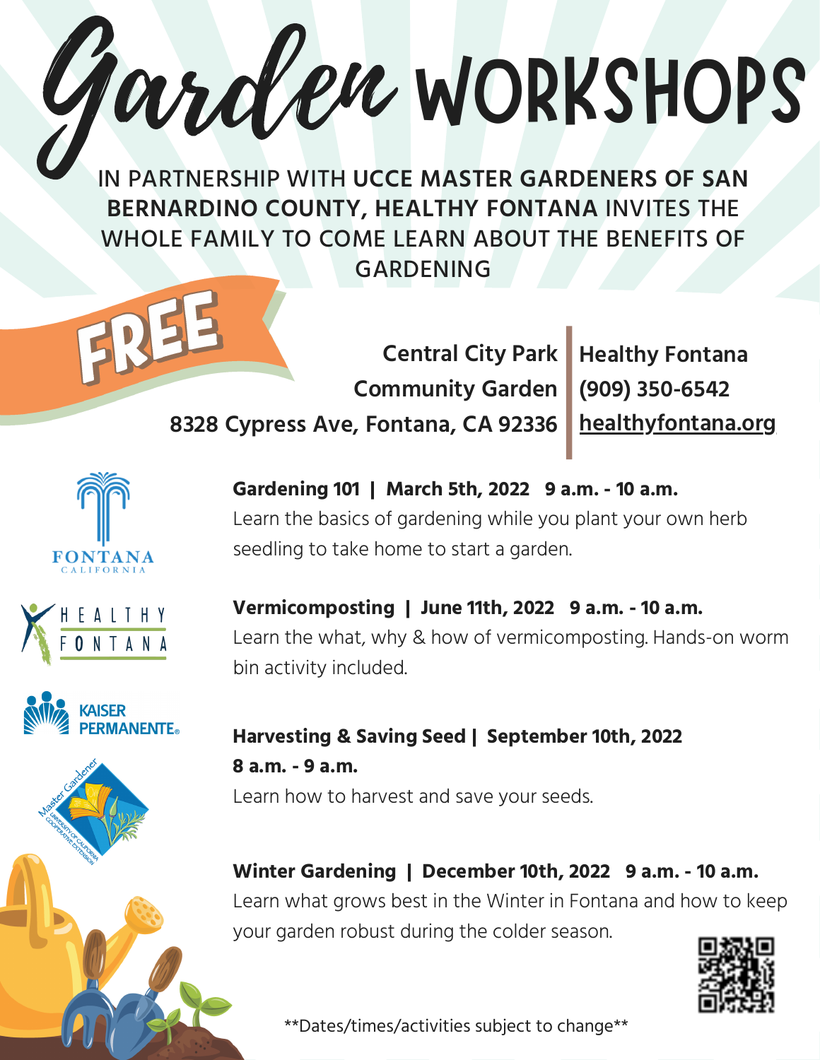# Garden WORKSHOPS

IN PARTNERSHIP WITH **UCCE MASTER GARDENERS OF SAN BERNARDINO COUNTY, HEALTHY FONTANA** INVITES THE WHOLE FAMILY TO COME LEARN ABOUT THE BENEFITS OF GARDENING

**FREE**

**Central City Park**
**Community Garden**
**8328 Cypress Ave, Fontana, CA 92336**

**Healthy Fontana**
**(909) 350-6542**
**healthyfontana.org**

FONTANA CALIFORNIA

HEALTHY FONTANA

KAISER PERMANENTE®

Master Gardener UNIVERSITY OF CALIFORNIA COOPERATIVE EXTENSION

**Gardening 101 | March 5th, 2022 9 a.m. - 10 a.m.**
Learn the basics of gardening while you plant your own herb seedling to take home to start a garden.

**Vermicomposting | June 11th, 2022 9 a.m. - 10 a.m.**
Learn the what, why & how of vermicomposting. Hands-on worm bin activity included.

**Harvesting & Saving Seed | September 10th, 2022 8 a.m. - 9 a.m.**
Learn how to harvest and save your seeds.

**Winter Gardening | December 10th, 2022 9 a.m. - 10 a.m.**
Learn what grows best in the Winter in Fontana and how to keep your garden robust during the colder season.

**Dates/times/activities subject to change**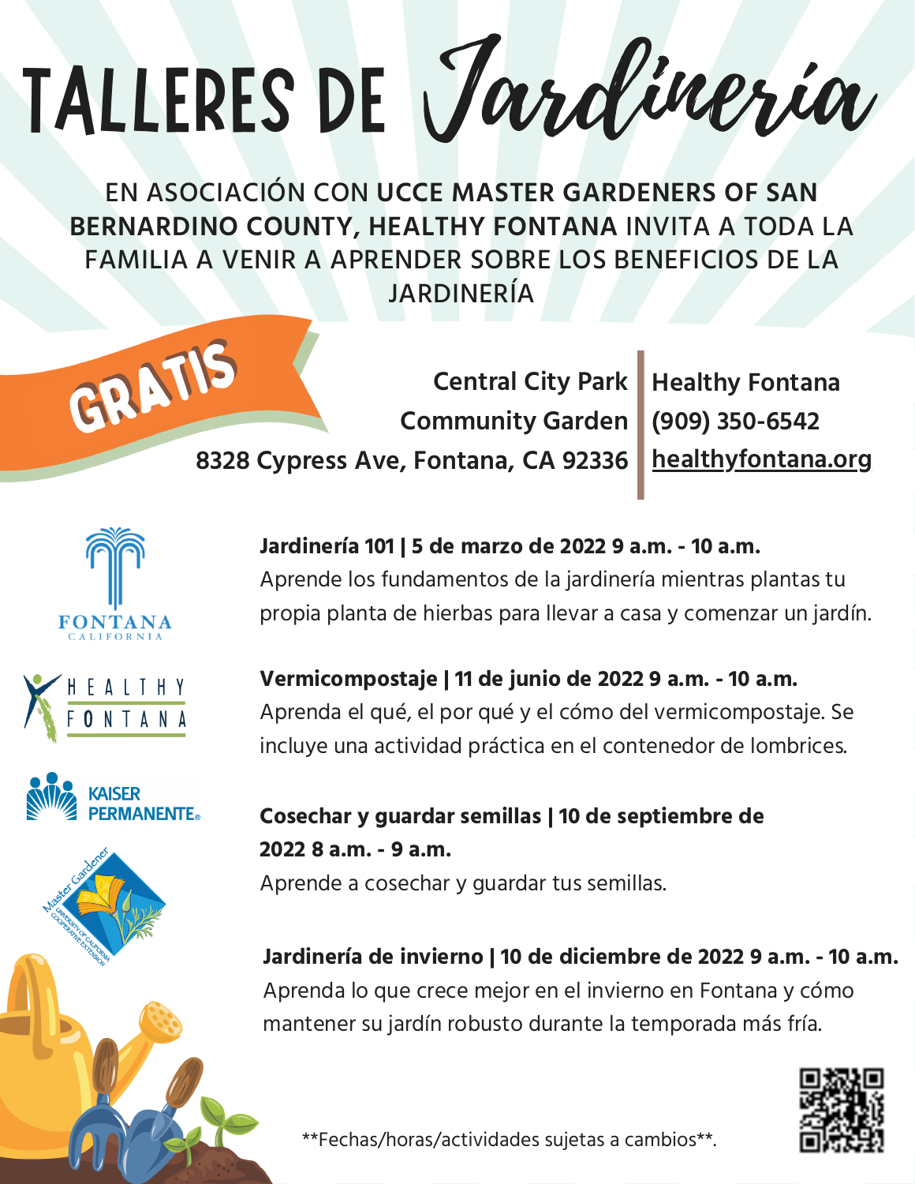# TALLERES DE *Jardinería*

EN ASOCIACIÓN CON **UCCE MASTER GARDENERS OF SAN BERNARDINO COUNTY, HEALTHY FONTANA** INVITA A TODA LA FAMILIA A VENIR A APRENDER SOBRE LOS BENEFICIOS DE LA JARDINERÍA

**GRATIS**

**Central City Park**
**Community Garden**
**8328 Cypress Ave, Fontana, CA 92336**

**Healthy Fontana**
**(909) 350-6542**
**healthyfontana.org**

**Jardinería 101 | 5 de marzo de 2022 9 a.m. - 10 a.m.**
Aprende los fundamentos de la jardinería mientras plantas tu propia planta de hierbas para llevar a casa y comenzar un jardín.

**Vermicompostaje | 11 de junio de 2022 9 a.m. - 10 a.m.**
Aprenda el qué, el por qué y el cómo del vermicompostaje. Se incluye una actividad práctica en el contenedor de lombrices.

**Cosechar y guardar semillas | 10 de septiembre de 2022 8 a.m. - 9 a.m.**
Aprende a cosechar y guardar tus semillas.

**Jardinería de invierno | 10 de diciembre de 2022 9 a.m. - 10 a.m.**
Aprenda lo que crece mejor en el invierno en Fontana y cómo mantener su jardín robusto durante la temporada más fría.

FONTANA CALIFORNIA

HEALTHY FONTANA

KAISER PERMANENTE®

Master Gardener University of California Cooperative Extension

**Fechas/horas/actividades sujetas a cambios**.